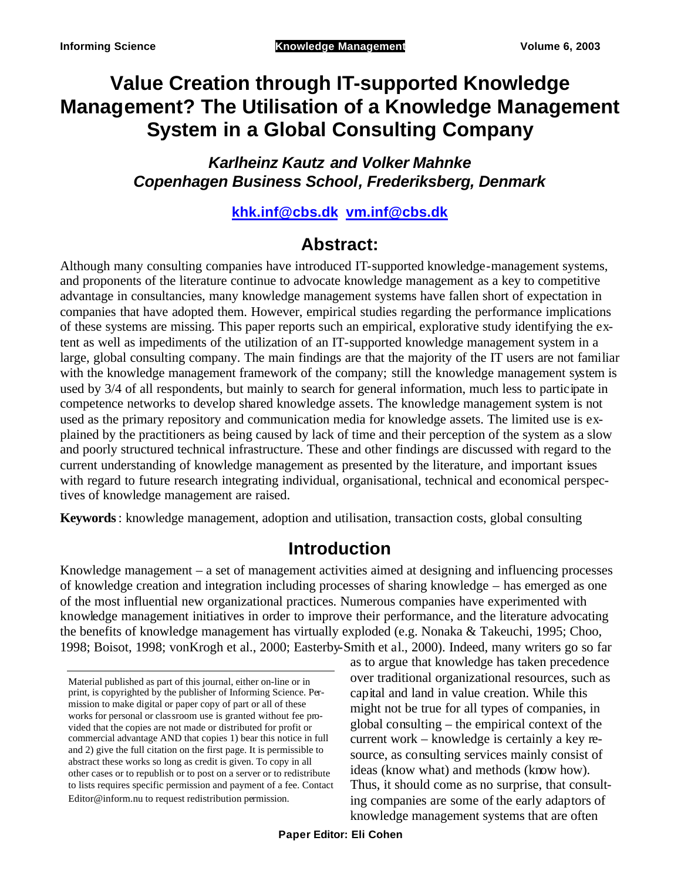# Value Creation through IT-supported Knowledge Management? The Utilisation of a Knowledge Management System in a Global Consulting Company

***Karlheinz Kautz and Volker Mahnke***
***Copenhagen Business School, Frederiksberg, Denmark***

**khk.inf@cbs.dk vm.inf@cbs.dk**

## Abstract:

Although many consulting companies have introduced IT-supported knowledge-management systems, and proponents of the literature continue to advocate knowledge management as a key to competitive advantage in consultancies, many knowledge management systems have fallen short of expectation in companies that have adopted them. However, empirical studies regarding the performance implications of these systems are missing. This paper reports such an empirical, explorative study identifying the extent as well as impediments of the utilization of an IT-supported knowledge management system in a large, global consulting company. The main findings are that the majority of the IT users are not familiar with the knowledge management framework of the company; still the knowledge management system is used by 3/4 of all respondents, but mainly to search for general information, much less to participate in competence networks to develop shared knowledge assets. The knowledge management system is not used as the primary repository and communication media for knowledge assets. The limited use is explained by the practitioners as being caused by lack of time and their perception of the system as a slow and poorly structured technical infrastructure. These and other findings are discussed with regard to the current understanding of knowledge management as presented by the literature, and important issues with regard to future research integrating individual, organisational, technical and economical perspectives of knowledge management are raised.

**Keywords**: knowledge management, adoption and utilisation, transaction costs, global consulting

## Introduction

Knowledge management – a set of management activities aimed at designing and influencing processes of knowledge creation and integration including processes of sharing knowledge – has emerged as one of the most influential new organizational practices. Numerous companies have experimented with knowledge management initiatives in order to improve their performance, and the literature advocating the benefits of knowledge management has virtually exploded (e.g. Nonaka & Takeuchi, 1995; Choo, 1998; Boisot, 1998; vonKrogh et al., 2000; Easterby-Smith et al., 2000). Indeed, many writers go so far as to argue that knowledge has taken precedence over traditional organizational resources, such as capital and land in value creation. While this might not be true for all types of companies, in global consulting – the empirical context of the current work – knowledge is certainly a key resource, as consulting services mainly consist of ideas (know what) and methods (know how). Thus, it should come as no surprise, that consulting companies are some of the early adaptors of knowledge management systems that are often

Material published as part of this journal, either on-line or in print, is copyrighted by the publisher of Informing Science. Permission to make digital or paper copy of part or all of these works for personal or classroom use is granted without fee provided that the copies are not made or distributed for profit or commercial advantage AND that copies 1) bear this notice in full and 2) give the full citation on the first page. It is permissible to abstract these works so long as credit is given. To copy in all other cases or to republish or to post on a server or to redistribute to lists requires specific permission and payment of a fee. Contact Editor@inform.nu to request redistribution permission.

Paper Editor: Eli Cohen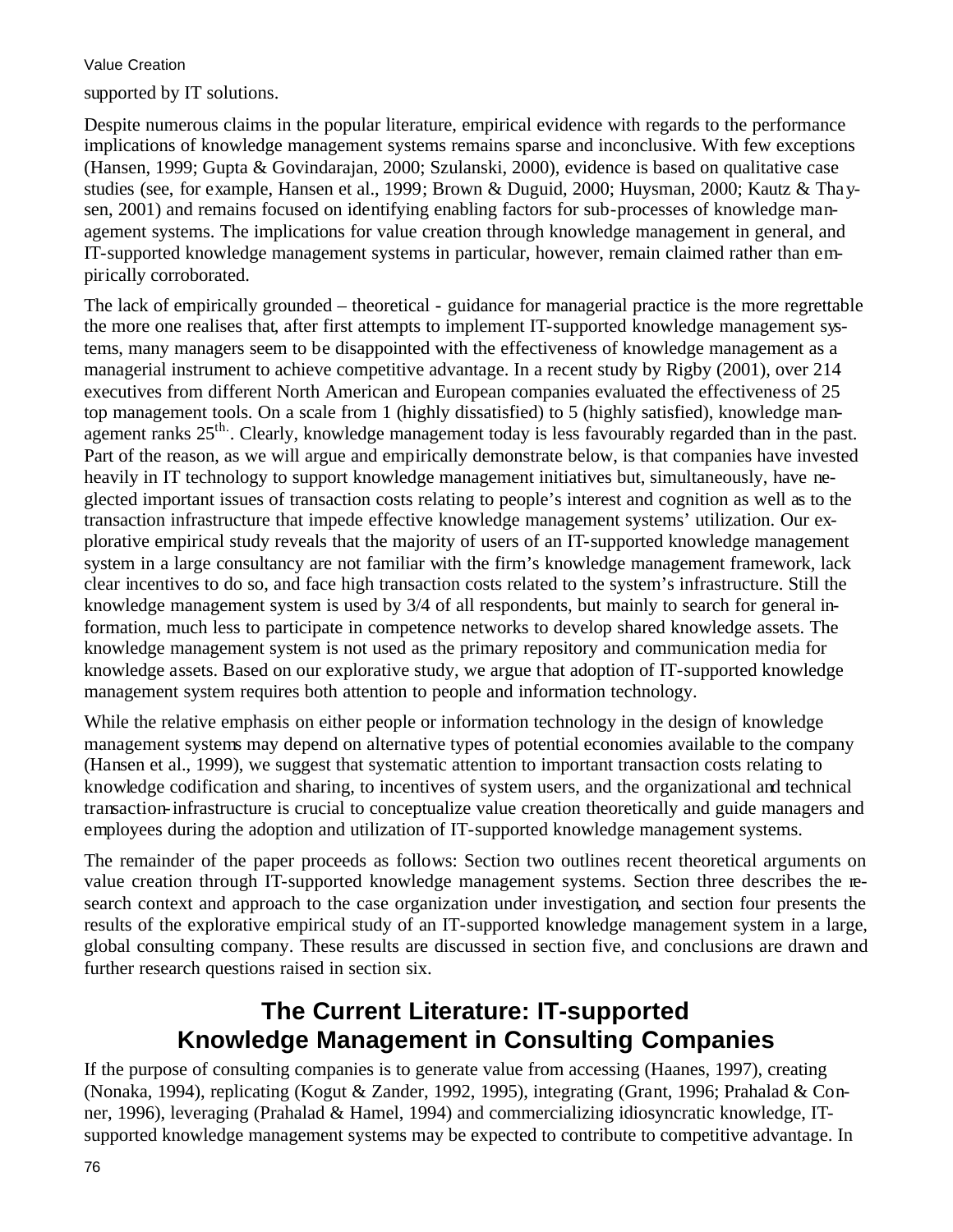supported by IT solutions.

Despite numerous claims in the popular literature, empirical evidence with regards to the performance implications of knowledge management systems remains sparse and inconclusive. With few exceptions (Hansen, 1999; Gupta & Govindarajan, 2000; Szulanski, 2000), evidence is based on qualitative case studies (see, for example, Hansen et al., 1999; Brown & Duguid, 2000; Huysman, 2000; Kautz & Thaysen, 2001) and remains focused on identifying enabling factors for sub-processes of knowledge management systems. The implications for value creation through knowledge management in general, and IT-supported knowledge management systems in particular, however, remain claimed rather than empirically corroborated.

The lack of empirically grounded – theoretical - guidance for managerial practice is the more regrettable the more one realises that, after first attempts to implement IT-supported knowledge management systems, many managers seem to be disappointed with the effectiveness of knowledge management as a managerial instrument to achieve competitive advantage. In a recent study by Rigby (2001), over 214 executives from different North American and European companies evaluated the effectiveness of 25 top management tools. On a scale from 1 (highly dissatisfied) to 5 (highly satisfied), knowledge management ranks 25th. Clearly, knowledge management today is less favourably regarded than in the past. Part of the reason, as we will argue and empirically demonstrate below, is that companies have invested heavily in IT technology to support knowledge management initiatives but, simultaneously, have neglected important issues of transaction costs relating to people's interest and cognition as well as to the transaction infrastructure that impede effective knowledge management systems' utilization. Our explorative empirical study reveals that the majority of users of an IT-supported knowledge management system in a large consultancy are not familiar with the firm's knowledge management framework, lack clear incentives to do so, and face high transaction costs related to the system's infrastructure. Still the knowledge management system is used by 3/4 of all respondents, but mainly to search for general information, much less to participate in competence networks to develop shared knowledge assets. The knowledge management system is not used as the primary repository and communication media for knowledge assets. Based on our explorative study, we argue that adoption of IT-supported knowledge management system requires both attention to people and information technology.

While the relative emphasis on either people or information technology in the design of knowledge management systems may depend on alternative types of potential economies available to the company (Hansen et al., 1999), we suggest that systematic attention to important transaction costs relating to knowledge codification and sharing, to incentives of system users, and the organizational and technical transaction-infrastructure is crucial to conceptualize value creation theoretically and guide managers and employees during the adoption and utilization of IT-supported knowledge management systems.

The remainder of the paper proceeds as follows: Section two outlines recent theoretical arguments on value creation through IT-supported knowledge management systems. Section three describes the research context and approach to the case organization under investigation, and section four presents the results of the explorative empirical study of an IT-supported knowledge management system in a large, global consulting company. These results are discussed in section five, and conclusions are drawn and further research questions raised in section six.

## The Current Literature: IT-supported Knowledge Management in Consulting Companies

If the purpose of consulting companies is to generate value from accessing (Haanes, 1997), creating (Nonaka, 1994), replicating (Kogut & Zander, 1992, 1995), integrating (Grant, 1996; Prahalad & Conner, 1996), leveraging (Prahalad & Hamel, 1994) and commercializing idiosyncratic knowledge, IT-supported knowledge management systems may be expected to contribute to competitive advantage. In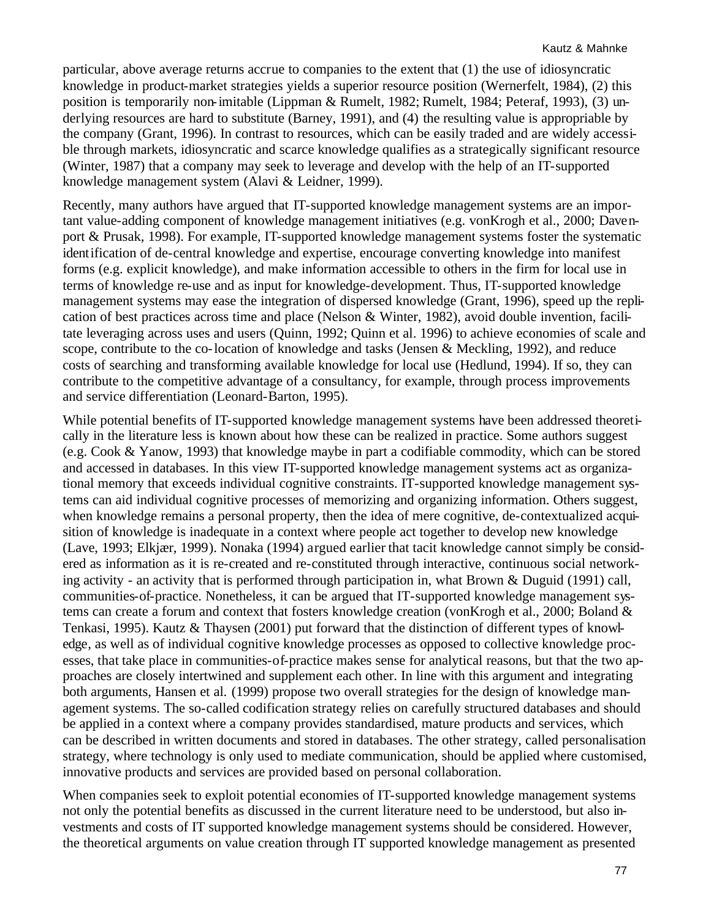particular, above average returns accrue to companies to the extent that (1) the use of idiosyncratic knowledge in product-market strategies yields a superior resource position (Wernerfelt, 1984), (2) this position is temporarily non-imitable (Lippman & Rumelt, 1982; Rumelt, 1984; Peteraf, 1993), (3) underlying resources are hard to substitute (Barney, 1991), and (4) the resulting value is appropriable by the company (Grant, 1996). In contrast to resources, which can be easily traded and are widely accessible through markets, idiosyncratic and scarce knowledge qualifies as a strategically significant resource (Winter, 1987) that a company may seek to leverage and develop with the help of an IT-supported knowledge management system (Alavi & Leidner, 1999).

Recently, many authors have argued that IT-supported knowledge management systems are an important value-adding component of knowledge management initiatives (e.g. vonKrogh et al., 2000; Davenport & Prusak, 1998). For example, IT-supported knowledge management systems foster the systematic identification of de-central knowledge and expertise, encourage converting knowledge into manifest forms (e.g. explicit knowledge), and make information accessible to others in the firm for local use in terms of knowledge re-use and as input for knowledge-development. Thus, IT-supported knowledge management systems may ease the integration of dispersed knowledge (Grant, 1996), speed up the replication of best practices across time and place (Nelson & Winter, 1982), avoid double invention, facilitate leveraging across uses and users (Quinn, 1992; Quinn et al. 1996) to achieve economies of scale and scope, contribute to the co-location of knowledge and tasks (Jensen & Meckling, 1992), and reduce costs of searching and transforming available knowledge for local use (Hedlund, 1994). If so, they can contribute to the competitive advantage of a consultancy, for example, through process improvements and service differentiation (Leonard-Barton, 1995).

While potential benefits of IT-supported knowledge management systems have been addressed theoretically in the literature less is known about how these can be realized in practice. Some authors suggest (e.g. Cook & Yanow, 1993) that knowledge maybe in part a codifiable commodity, which can be stored and accessed in databases. In this view IT-supported knowledge management systems act as organizational memory that exceeds individual cognitive constraints. IT-supported knowledge management systems can aid individual cognitive processes of memorizing and organizing information. Others suggest, when knowledge remains a personal property, then the idea of mere cognitive, de-contextualized acquisition of knowledge is inadequate in a context where people act together to develop new knowledge (Lave, 1993; Elkjær, 1999). Nonaka (1994) argued earlier that tacit knowledge cannot simply be considered as information as it is re-created and re-constituted through interactive, continuous social networking activity - an activity that is performed through participation in, what Brown & Duguid (1991) call, communities-of-practice. Nonetheless, it can be argued that IT-supported knowledge management systems can create a forum and context that fosters knowledge creation (vonKrogh et al., 2000; Boland & Tenkasi, 1995). Kautz & Thaysen (2001) put forward that the distinction of different types of knowledge, as well as of individual cognitive knowledge processes as opposed to collective knowledge processes, that take place in communities-of-practice makes sense for analytical reasons, but that the two approaches are closely intertwined and supplement each other. In line with this argument and integrating both arguments, Hansen et al. (1999) propose two overall strategies for the design of knowledge management systems. The so-called codification strategy relies on carefully structured databases and should be applied in a context where a company provides standardised, mature products and services, which can be described in written documents and stored in databases. The other strategy, called personalisation strategy, where technology is only used to mediate communication, should be applied where customised, innovative products and services are provided based on personal collaboration.

When companies seek to exploit potential economies of IT-supported knowledge management systems not only the potential benefits as discussed in the current literature need to be understood, but also investments and costs of IT supported knowledge management systems should be considered. However, the theoretical arguments on value creation through IT supported knowledge management as presented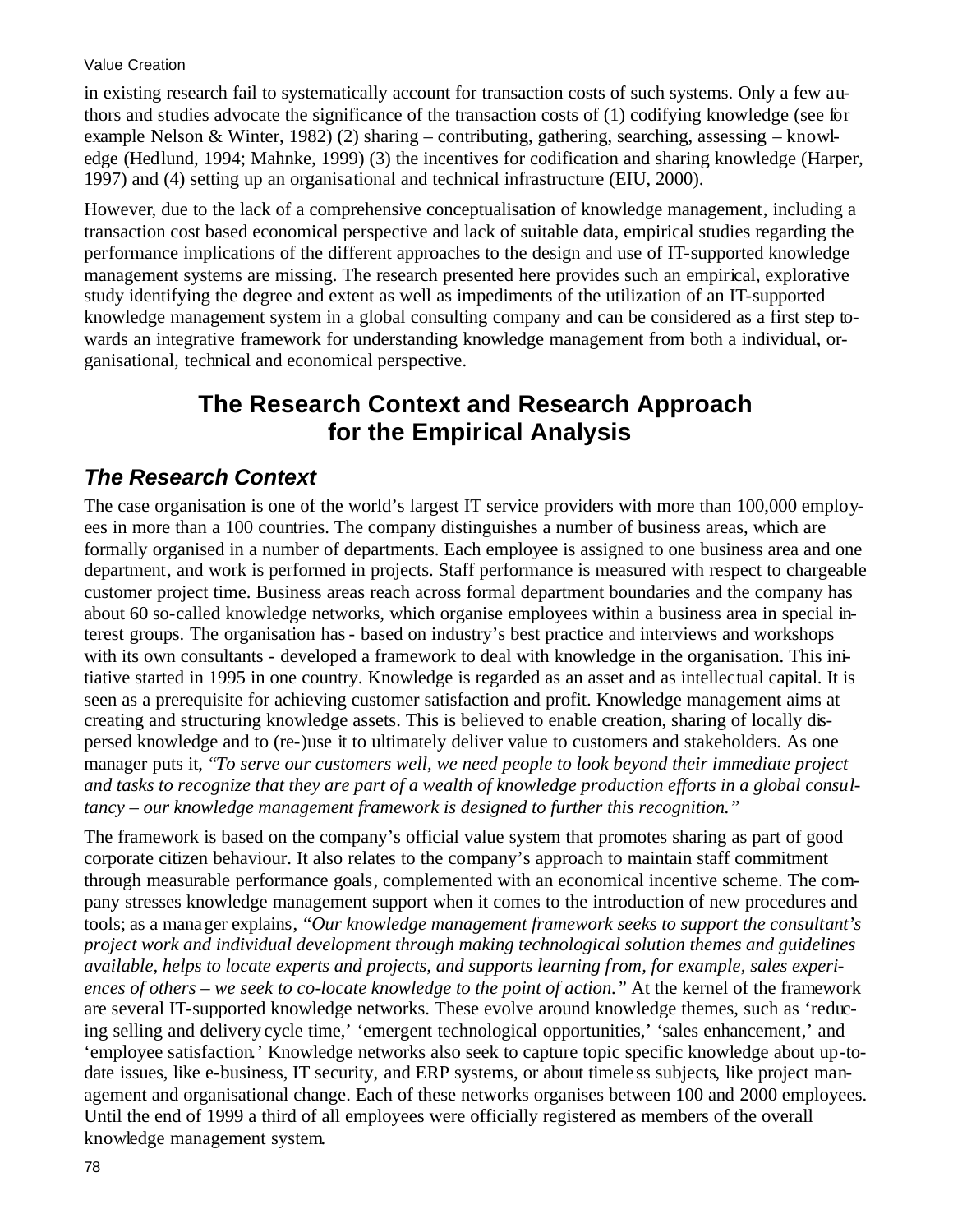in existing research fail to systematically account for transaction costs of such systems. Only a few authors and studies advocate the significance of the transaction costs of (1) codifying knowledge (see for example Nelson & Winter, 1982) (2) sharing – contributing, gathering, searching, assessing – knowledge (Hedlund, 1994; Mahnke, 1999) (3) the incentives for codification and sharing knowledge (Harper, 1997) and (4) setting up an organisational and technical infrastructure (EIU, 2000).

However, due to the lack of a comprehensive conceptualisation of knowledge management, including a transaction cost based economical perspective and lack of suitable data, empirical studies regarding the performance implications of the different approaches to the design and use of IT-supported knowledge management systems are missing. The research presented here provides such an empirical, explorative study identifying the degree and extent as well as impediments of the utilization of an IT-supported knowledge management system in a global consulting company and can be considered as a first step towards an integrative framework for understanding knowledge management from both a individual, organisational, technical and economical perspective.

## The Research Context and Research Approach for the Empirical Analysis

### *The Research Context*

The case organisation is one of the world's largest IT service providers with more than 100,000 employees in more than a 100 countries. The company distinguishes a number of business areas, which are formally organised in a number of departments. Each employee is assigned to one business area and one department, and work is performed in projects. Staff performance is measured with respect to chargeable customer project time. Business areas reach across formal department boundaries and the company has about 60 so-called knowledge networks, which organise employees within a business area in special interest groups. The organisation has - based on industry's best practice and interviews and workshops with its own consultants - developed a framework to deal with knowledge in the organisation. This initiative started in 1995 in one country. Knowledge is regarded as an asset and as intellectual capital. It is seen as a prerequisite for achieving customer satisfaction and profit. Knowledge management aims at creating and structuring knowledge assets. This is believed to enable creation, sharing of locally dispersed knowledge and to (re-)use it to ultimately deliver value to customers and stakeholders. As one manager puts it, *"To serve our customers well, we need people to look beyond their immediate project and tasks to recognize that they are part of a wealth of knowledge production efforts in a global consultancy – our knowledge management framework is designed to further this recognition."*

The framework is based on the company's official value system that promotes sharing as part of good corporate citizen behaviour. It also relates to the company's approach to maintain staff commitment through measurable performance goals, complemented with an economical incentive scheme. The company stresses knowledge management support when it comes to the introduction of new procedures and tools; as a manager explains, *"Our knowledge management framework seeks to support the consultant's project work and individual development through making technological solution themes and guidelines available, helps to locate experts and projects, and supports learning from, for example, sales experiences of others – we seek to co-locate knowledge to the point of action."* At the kernel of the framework are several IT-supported knowledge networks. These evolve around knowledge themes, such as 'reducing selling and delivery cycle time,' 'emergent technological opportunities,' 'sales enhancement,' and 'employee satisfaction.' Knowledge networks also seek to capture topic specific knowledge about up-to-date issues, like e-business, IT security, and ERP systems, or about timeless subjects, like project management and organisational change. Each of these networks organises between 100 and 2000 employees. Until the end of 1999 a third of all employees were officially registered as members of the overall knowledge management system.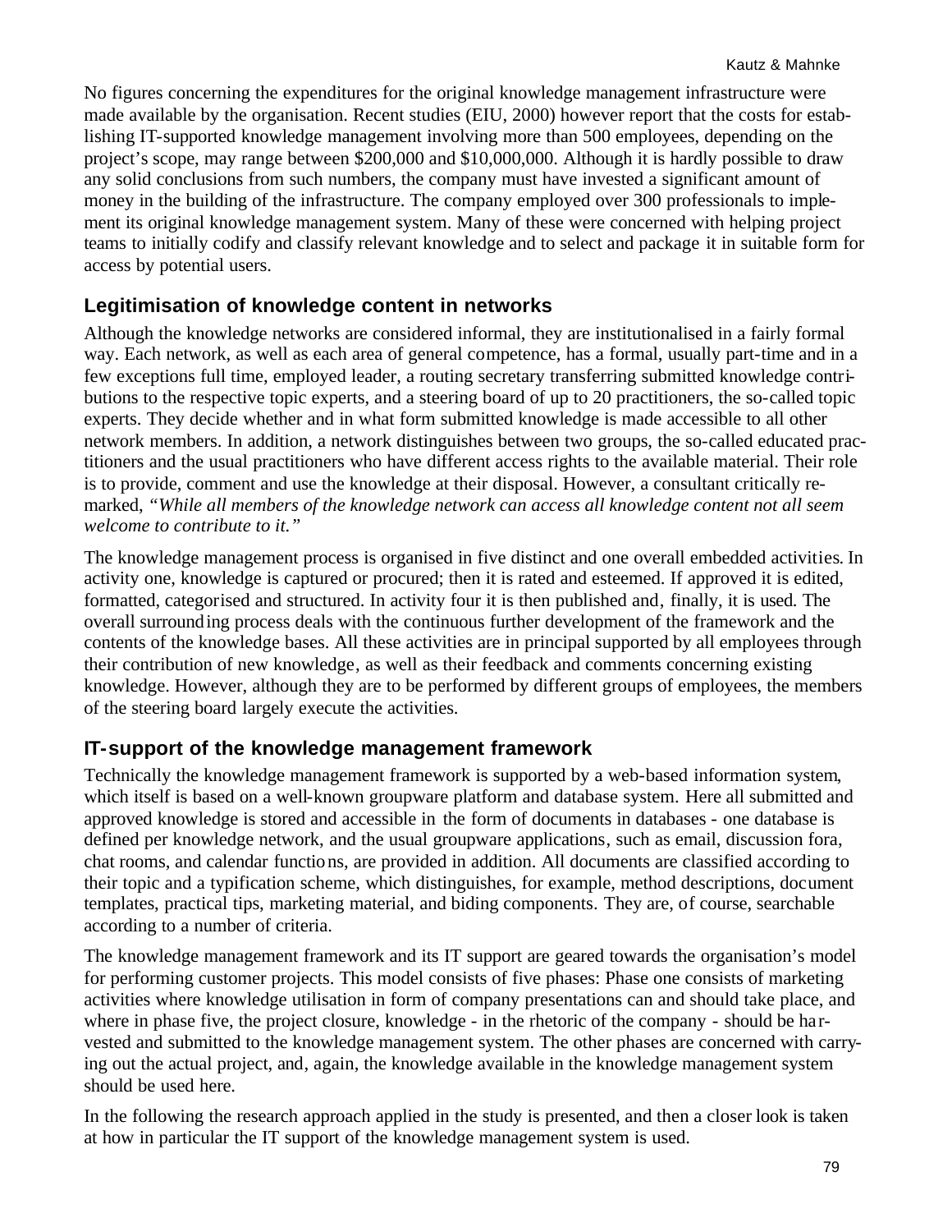No figures concerning the expenditures for the original knowledge management infrastructure were made available by the organisation. Recent studies (EIU, 2000) however report that the costs for establishing IT-supported knowledge management involving more than 500 employees, depending on the project's scope, may range between $200,000 and $10,000,000. Although it is hardly possible to draw any solid conclusions from such numbers, the company must have invested a significant amount of money in the building of the infrastructure. The company employed over 300 professionals to implement its original knowledge management system. Many of these were concerned with helping project teams to initially codify and classify relevant knowledge and to select and package it in suitable form for access by potential users.

## Legitimisation of knowledge content in networks

Although the knowledge networks are considered informal, they are institutionalised in a fairly formal way. Each network, as well as each area of general competence, has a formal, usually part-time and in a few exceptions full time, employed leader, a routing secretary transferring submitted knowledge contributions to the respective topic experts, and a steering board of up to 20 practitioners, the so-called topic experts. They decide whether and in what form submitted knowledge is made accessible to all other network members. In addition, a network distinguishes between two groups, the so-called educated practitioners and the usual practitioners who have different access rights to the available material. Their role is to provide, comment and use the knowledge at their disposal. However, a consultant critically remarked, *"While all members of the knowledge network can access all knowledge content not all seem welcome to contribute to it."*

The knowledge management process is organised in five distinct and one overall embedded activities. In activity one, knowledge is captured or procured; then it is rated and esteemed. If approved it is edited, formatted, categorised and structured. In activity four it is then published and, finally, it is used. The overall surrounding process deals with the continuous further development of the framework and the contents of the knowledge bases. All these activities are in principal supported by all employees through their contribution of new knowledge, as well as their feedback and comments concerning existing knowledge. However, although they are to be performed by different groups of employees, the members of the steering board largely execute the activities.

## IT-support of the knowledge management framework

Technically the knowledge management framework is supported by a web-based information system, which itself is based on a well-known groupware platform and database system. Here all submitted and approved knowledge is stored and accessible in the form of documents in databases - one database is defined per knowledge network, and the usual groupware applications, such as email, discussion fora, chat rooms, and calendar functions, are provided in addition. All documents are classified according to their topic and a typification scheme, which distinguishes, for example, method descriptions, document templates, practical tips, marketing material, and biding components. They are, of course, searchable according to a number of criteria.

The knowledge management framework and its IT support are geared towards the organisation's model for performing customer projects. This model consists of five phases: Phase one consists of marketing activities where knowledge utilisation in form of company presentations can and should take place, and where in phase five, the project closure, knowledge - in the rhetoric of the company - should be harvested and submitted to the knowledge management system. The other phases are concerned with carrying out the actual project, and, again, the knowledge available in the knowledge management system should be used here.

In the following the research approach applied in the study is presented, and then a closer look is taken at how in particular the IT support of the knowledge management system is used.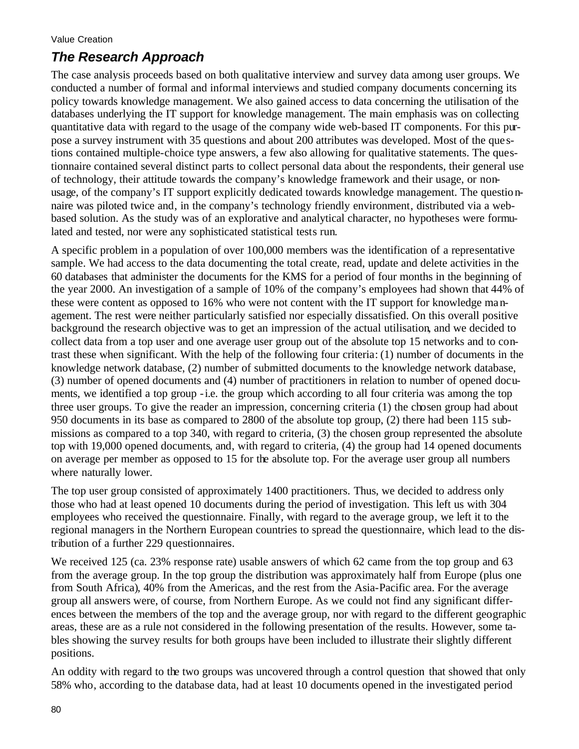## *The Research Approach*

The case analysis proceeds based on both qualitative interview and survey data among user groups. We conducted a number of formal and informal interviews and studied company documents concerning its policy towards knowledge management. We also gained access to data concerning the utilisation of the databases underlying the IT support for knowledge management. The main emphasis was on collecting quantitative data with regard to the usage of the company wide web-based IT components. For this purpose a survey instrument with 35 questions and about 200 attributes was developed. Most of the questions contained multiple-choice type answers, a few also allowing for qualitative statements. The questionnaire contained several distinct parts to collect personal data about the respondents, their general use of technology, their attitude towards the company's knowledge framework and their usage, or non-usage, of the company's IT support explicitly dedicated towards knowledge management. The questionnaire was piloted twice and, in the company's technology friendly environment, distributed via a web-based solution. As the study was of an explorative and analytical character, no hypotheses were formulated and tested, nor were any sophisticated statistical tests run.

A specific problem in a population of over 100,000 members was the identification of a representative sample. We had access to the data documenting the total create, read, update and delete activities in the 60 databases that administer the documents for the KMS for a period of four months in the beginning of the year 2000. An investigation of a sample of 10% of the company's employees had shown that 44% of these were content as opposed to 16% who were not content with the IT support for knowledge management. The rest were neither particularly satisfied nor especially dissatisfied. On this overall positive background the research objective was to get an impression of the actual utilisation, and we decided to collect data from a top user and one average user group out of the absolute top 15 networks and to contrast these when significant. With the help of the following four criteria: (1) number of documents in the knowledge network database, (2) number of submitted documents to the knowledge network database, (3) number of opened documents and (4) number of practitioners in relation to number of opened documents, we identified a top group - i.e. the group which according to all four criteria was among the top three user groups. To give the reader an impression, concerning criteria (1) the chosen group had about 950 documents in its base as compared to 2800 of the absolute top group, (2) there had been 115 submissions as compared to a top 340, with regard to criteria, (3) the chosen group represented the absolute top with 19,000 opened documents, and, with regard to criteria, (4) the group had 14 opened documents on average per member as opposed to 15 for the absolute top. For the average user group all numbers where naturally lower.

The top user group consisted of approximately 1400 practitioners. Thus, we decided to address only those who had at least opened 10 documents during the period of investigation. This left us with 304 employees who received the questionnaire. Finally, with regard to the average group, we left it to the regional managers in the Northern European countries to spread the questionnaire, which lead to the distribution of a further 229 questionnaires.

We received 125 (ca. 23% response rate) usable answers of which 62 came from the top group and 63 from the average group. In the top group the distribution was approximately half from Europe (plus one from South Africa), 40% from the Americas, and the rest from the Asia-Pacific area. For the average group all answers were, of course, from Northern Europe. As we could not find any significant differences between the members of the top and the average group, nor with regard to the different geographic areas, these are as a rule not considered in the following presentation of the results. However, some tables showing the survey results for both groups have been included to illustrate their slightly different positions.

An oddity with regard to the two groups was uncovered through a control question that showed that only 58% who, according to the database data, had at least 10 documents opened in the investigated period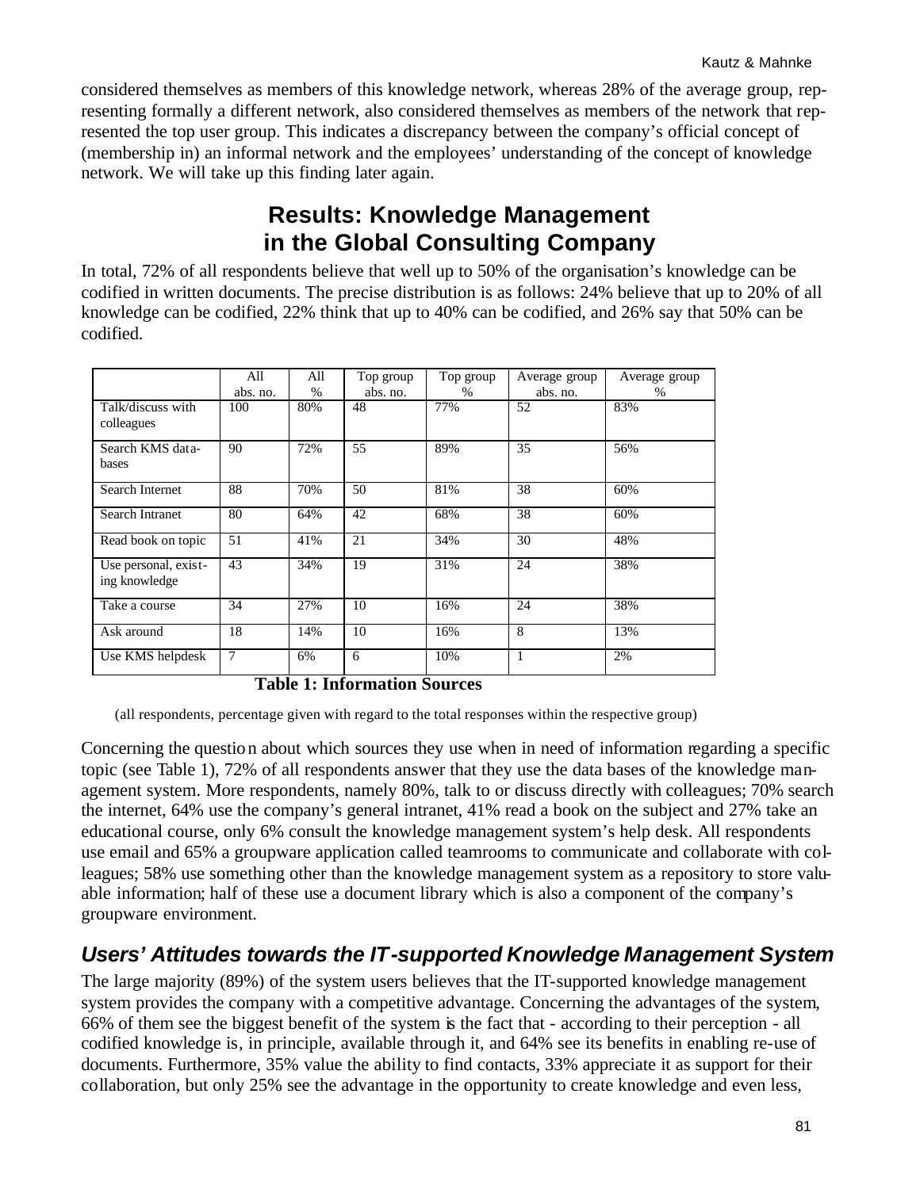considered themselves as members of this knowledge network, whereas 28% of the average group, representing formally a different network, also considered themselves as members of the network that represented the top user group. This indicates a discrepancy between the company's official concept of (membership in) an informal network and the employees' understanding of the concept of knowledge network. We will take up this finding later again.

## Results: Knowledge Management in the Global Consulting Company

In total, 72% of all respondents believe that well up to 50% of the organisation's knowledge can be codified in written documents. The precise distribution is as follows: 24% believe that up to 20% of all knowledge can be codified, 22% think that up to 40% can be codified, and 26% say that 50% can be codified.

| | All abs. no. | All % | Top group abs. no. | Top group % | Average group abs. no. | Average group % |
|---|---|---|---|---|---|---|
| Talk/discuss with colleagues | 100 | 80% | 48 | 77% | 52 | 83% |
| Search KMS databases | 90 | 72% | 55 | 89% | 35 | 56% |
| Search Internet | 88 | 70% | 50 | 81% | 38 | 60% |
| Search Intranet | 80 | 64% | 42 | 68% | 38 | 60% |
| Read book on topic | 51 | 41% | 21 | 34% | 30 | 48% |
| Use personal, existing knowledge | 43 | 34% | 19 | 31% | 24 | 38% |
| Take a course | 34 | 27% | 10 | 16% | 24 | 38% |
| Ask around | 18 | 14% | 10 | 16% | 8 | 13% |
| Use KMS helpdesk | 7 | 6% | 6 | 10% | 1 | 2% |

**Table 1: Information Sources**

(all respondents, percentage given with regard to the total responses within the respective group)

Concerning the question about which sources they use when in need of information regarding a specific topic (see Table 1), 72% of all respondents answer that they use the data bases of the knowledge management system. More respondents, namely 80%, talk to or discuss directly with colleagues; 70% search the internet, 64% use the company's general intranet, 41% read a book on the subject and 27% take an educational course, only 6% consult the knowledge management system's help desk. All respondents use email and 65% a groupware application called teamrooms to communicate and collaborate with colleagues; 58% use something other than the knowledge management system as a repository to store valuable information; half of these use a document library which is also a component of the company's groupware environment.

### *Users' Attitudes towards the IT-supported Knowledge Management System*

The large majority (89%) of the system users believes that the IT-supported knowledge management system provides the company with a competitive advantage. Concerning the advantages of the system, 66% of them see the biggest benefit of the system is the fact that - according to their perception - all codified knowledge is, in principle, available through it, and 64% see its benefits in enabling re-use of documents. Furthermore, 35% value the ability to find contacts, 33% appreciate it as support for their collaboration, but only 25% see the advantage in the opportunity to create knowledge and even less,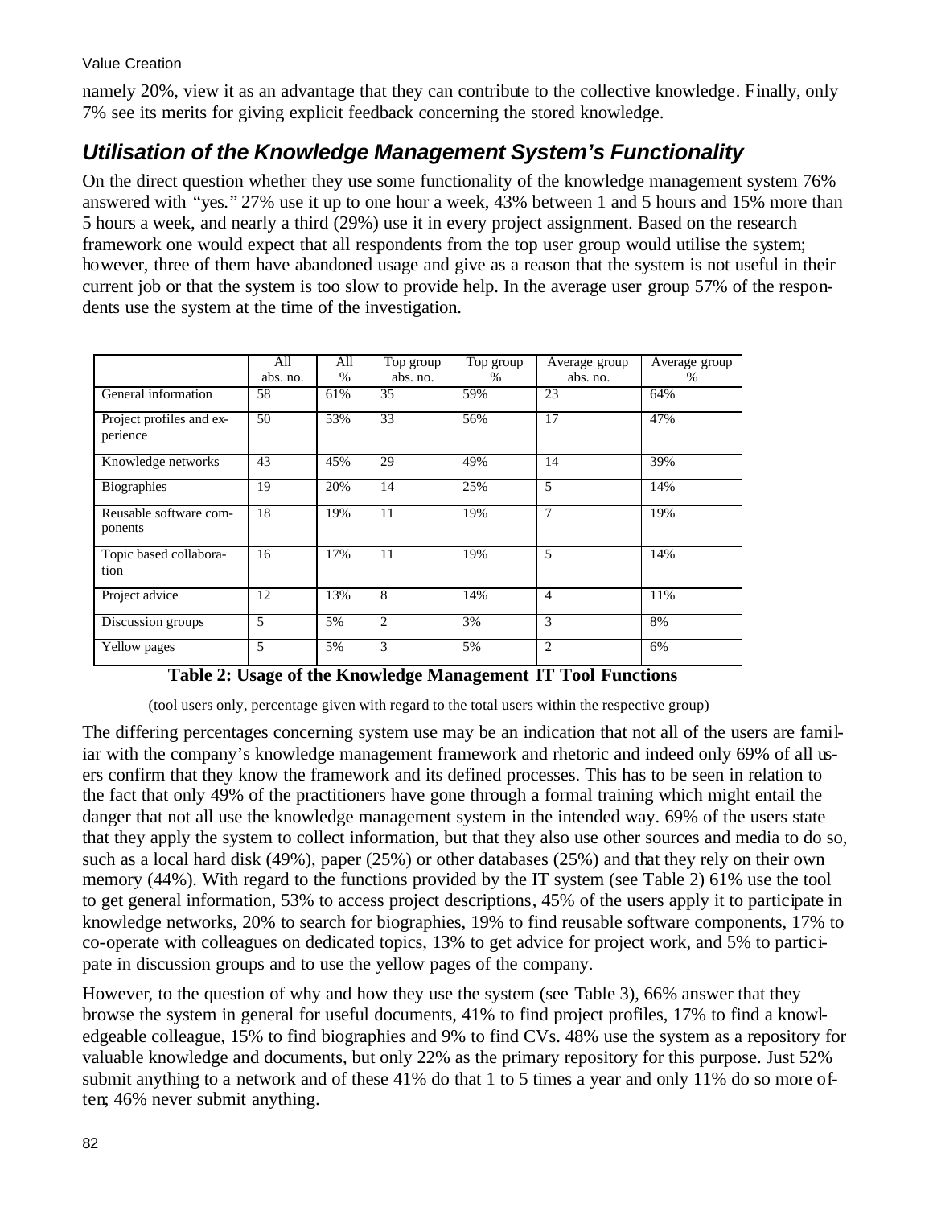namely 20%, view it as an advantage that they can contribute to the collective knowledge. Finally, only 7% see its merits for giving explicit feedback concerning the stored knowledge.

## *Utilisation of the Knowledge Management System's Functionality*

On the direct question whether they use some functionality of the knowledge management system 76% answered with "yes." 27% use it up to one hour a week, 43% between 1 and 5 hours and 15% more than 5 hours a week, and nearly a third (29%) use it in every project assignment. Based on the research framework one would expect that all respondents from the top user group would utilise the system; however, three of them have abandoned usage and give as a reason that the system is not useful in their current job or that the system is too slow to provide help. In the average user group 57% of the respondents use the system at the time of the investigation.

| | All abs. no. | All % | Top group abs. no. | Top group % | Average group abs. no. | Average group % |
|---|---|---|---|---|---|---|
| General information | 58 | 61% | 35 | 59% | 23 | 64% |
| Project profiles and experience | 50 | 53% | 33 | 56% | 17 | 47% |
| Knowledge networks | 43 | 45% | 29 | 49% | 14 | 39% |
| Biographies | 19 | 20% | 14 | 25% | 5 | 14% |
| Reusable software components | 18 | 19% | 11 | 19% | 7 | 19% |
| Topic based collaboration | 16 | 17% | 11 | 19% | 5 | 14% |
| Project advice | 12 | 13% | 8 | 14% | 4 | 11% |
| Discussion groups | 5 | 5% | 2 | 3% | 3 | 8% |
| Yellow pages | 5 | 5% | 3 | 5% | 2 | 6% |

**Table 2: Usage of the Knowledge Management IT Tool Functions**

(tool users only, percentage given with regard to the total users within the respective group)

The differing percentages concerning system use may be an indication that not all of the users are familiar with the company's knowledge management framework and rhetoric and indeed only 69% of all users confirm that they know the framework and its defined processes. This has to be seen in relation to the fact that only 49% of the practitioners have gone through a formal training which might entail the danger that not all use the knowledge management system in the intended way. 69% of the users state that they apply the system to collect information, but that they also use other sources and media to do so, such as a local hard disk (49%), paper (25%) or other databases (25%) and that they rely on their own memory (44%). With regard to the functions provided by the IT system (see Table 2) 61% use the tool to get general information, 53% to access project descriptions, 45% of the users apply it to participate in knowledge networks, 20% to search for biographies, 19% to find reusable software components, 17% to co-operate with colleagues on dedicated topics, 13% to get advice for project work, and 5% to participate in discussion groups and to use the yellow pages of the company.

However, to the question of why and how they use the system (see Table 3), 66% answer that they browse the system in general for useful documents, 41% to find project profiles, 17% to find a knowledgeable colleague, 15% to find biographies and 9% to find CVs. 48% use the system as a repository for valuable knowledge and documents, but only 22% as the primary repository for this purpose. Just 52% submit anything to a network and of these 41% do that 1 to 5 times a year and only 11% do so more often; 46% never submit anything.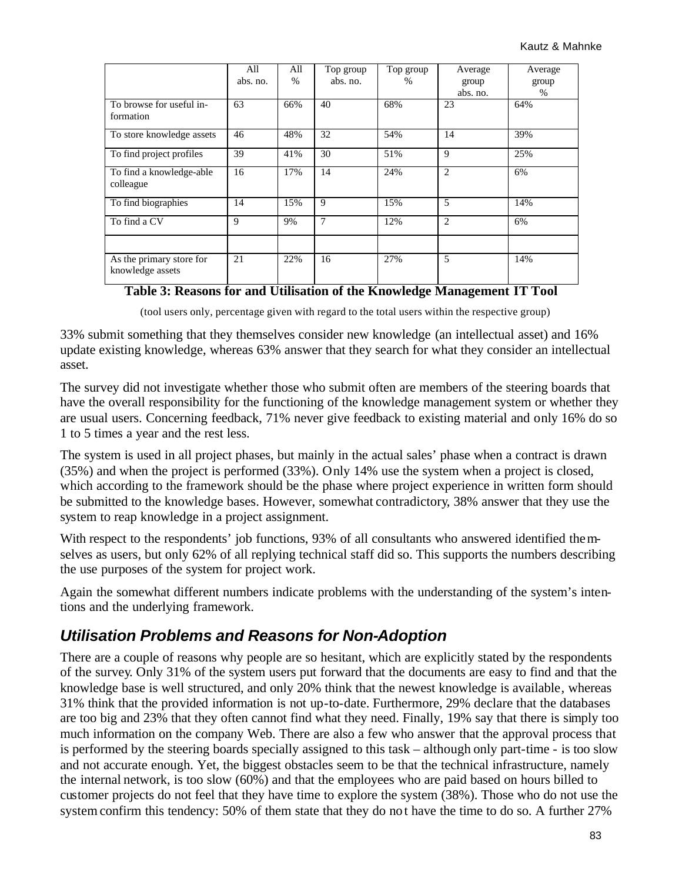| | All abs. no. | All % | Top group abs. no. | Top group % | Average group abs. no. | Average group % |
|---|---|---|---|---|---|---|
| To browse for useful information | 63 | 66% | 40 | 68% | 23 | 64% |
| To store knowledge assets | 46 | 48% | 32 | 54% | 14 | 39% |
| To find project profiles | 39 | 41% | 30 | 51% | 9 | 25% |
| To find a knowledge-able colleague | 16 | 17% | 14 | 24% | 2 | 6% |
| To find biographies | 14 | 15% | 9 | 15% | 5 | 14% |
| To find a CV | 9 | 9% | 7 | 12% | 2 | 6% |
| | | | | | | |
| As the primary store for knowledge assets | 21 | 22% | 16 | 27% | 5 | 14% |

**Table 3: Reasons for and Utilisation of the Knowledge Management IT Tool**

(tool users only, percentage given with regard to the total users within the respective group)

33% submit something that they themselves consider new knowledge (an intellectual asset) and 16% update existing knowledge, whereas 63% answer that they search for what they consider an intellectual asset.

The survey did not investigate whether those who submit often are members of the steering boards that have the overall responsibility for the functioning of the knowledge management system or whether they are usual users. Concerning feedback, 71% never give feedback to existing material and only 16% do so 1 to 5 times a year and the rest less.

The system is used in all project phases, but mainly in the actual sales' phase when a contract is drawn (35%) and when the project is performed (33%). Only 14% use the system when a project is closed, which according to the framework should be the phase where project experience in written form should be submitted to the knowledge bases. However, somewhat contradictory, 38% answer that they use the system to reap knowledge in a project assignment.

With respect to the respondents' job functions, 93% of all consultants who answered identified themselves as users, but only 62% of all replying technical staff did so. This supports the numbers describing the use purposes of the system for project work.

Again the somewhat different numbers indicate problems with the understanding of the system's intentions and the underlying framework.

## *Utilisation Problems and Reasons for Non-Adoption*

There are a couple of reasons why people are so hesitant, which are explicitly stated by the respondents of the survey. Only 31% of the system users put forward that the documents are easy to find and that the knowledge base is well structured, and only 20% think that the newest knowledge is available, whereas 31% think that the provided information is not up-to-date. Furthermore, 29% declare that the databases are too big and 23% that they often cannot find what they need. Finally, 19% say that there is simply too much information on the company Web. There are also a few who answer that the approval process that is performed by the steering boards specially assigned to this task – although only part-time - is too slow and not accurate enough. Yet, the biggest obstacles seem to be that the technical infrastructure, namely the internal network, is too slow (60%) and that the employees who are paid based on hours billed to customer projects do not feel that they have time to explore the system (38%). Those who do not use the system confirm this tendency: 50% of them state that they do not have the time to do so. A further 27%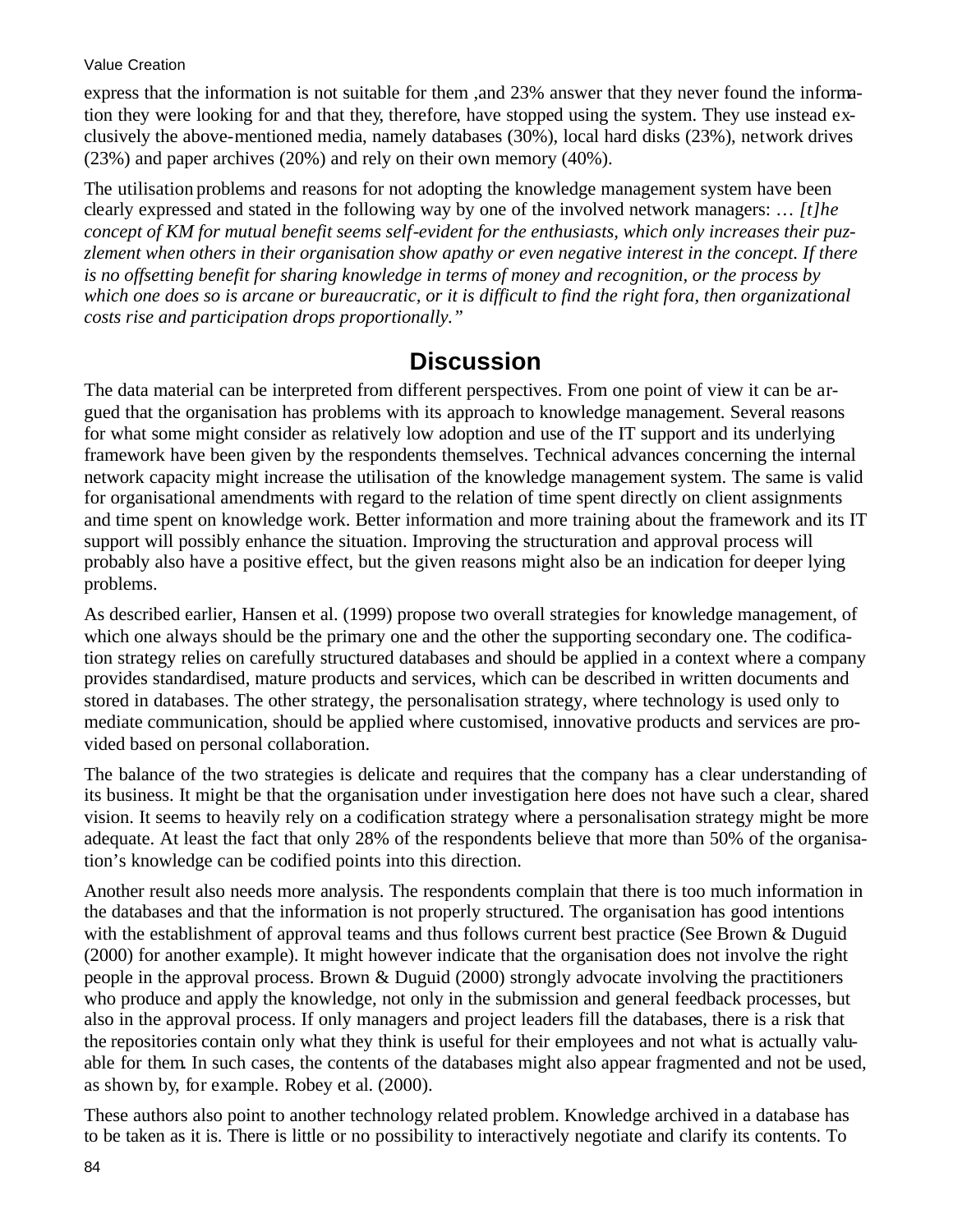express that the information is not suitable for them ,and 23% answer that they never found the information they were looking for and that they, therefore, have stopped using the system. They use instead exclusively the above-mentioned media, namely databases (30%), local hard disks (23%), network drives (23%) and paper archives (20%) and rely on their own memory (40%).

The utilisation problems and reasons for not adopting the knowledge management system have been clearly expressed and stated in the following way by one of the involved network managers: … *[t]he concept of KM for mutual benefit seems self-evident for the enthusiasts, which only increases their puzzlement when others in their organisation show apathy or even negative interest in the concept. If there is no offsetting benefit for sharing knowledge in terms of money and recognition, or the process by which one does so is arcane or bureaucratic, or it is difficult to find the right fora, then organizational costs rise and participation drops proportionally."*

## Discussion

The data material can be interpreted from different perspectives. From one point of view it can be argued that the organisation has problems with its approach to knowledge management. Several reasons for what some might consider as relatively low adoption and use of the IT support and its underlying framework have been given by the respondents themselves. Technical advances concerning the internal network capacity might increase the utilisation of the knowledge management system. The same is valid for organisational amendments with regard to the relation of time spent directly on client assignments and time spent on knowledge work. Better information and more training about the framework and its IT support will possibly enhance the situation. Improving the structuration and approval process will probably also have a positive effect, but the given reasons might also be an indication for deeper lying problems.

As described earlier, Hansen et al. (1999) propose two overall strategies for knowledge management, of which one always should be the primary one and the other the supporting secondary one. The codification strategy relies on carefully structured databases and should be applied in a context where a company provides standardised, mature products and services, which can be described in written documents and stored in databases. The other strategy, the personalisation strategy, where technology is used only to mediate communication, should be applied where customised, innovative products and services are provided based on personal collaboration.

The balance of the two strategies is delicate and requires that the company has a clear understanding of its business. It might be that the organisation under investigation here does not have such a clear, shared vision. It seems to heavily rely on a codification strategy where a personalisation strategy might be more adequate. At least the fact that only 28% of the respondents believe that more than 50% of the organisation's knowledge can be codified points into this direction.

Another result also needs more analysis. The respondents complain that there is too much information in the databases and that the information is not properly structured. The organisation has good intentions with the establishment of approval teams and thus follows current best practice (See Brown & Duguid (2000) for another example). It might however indicate that the organisation does not involve the right people in the approval process. Brown & Duguid (2000) strongly advocate involving the practitioners who produce and apply the knowledge, not only in the submission and general feedback processes, but also in the approval process. If only managers and project leaders fill the databases, there is a risk that the repositories contain only what they think is useful for their employees and not what is actually valuable for them. In such cases, the contents of the databases might also appear fragmented and not be used, as shown by, for example. Robey et al. (2000).

These authors also point to another technology related problem. Knowledge archived in a database has to be taken as it is. There is little or no possibility to interactively negotiate and clarify its contents. To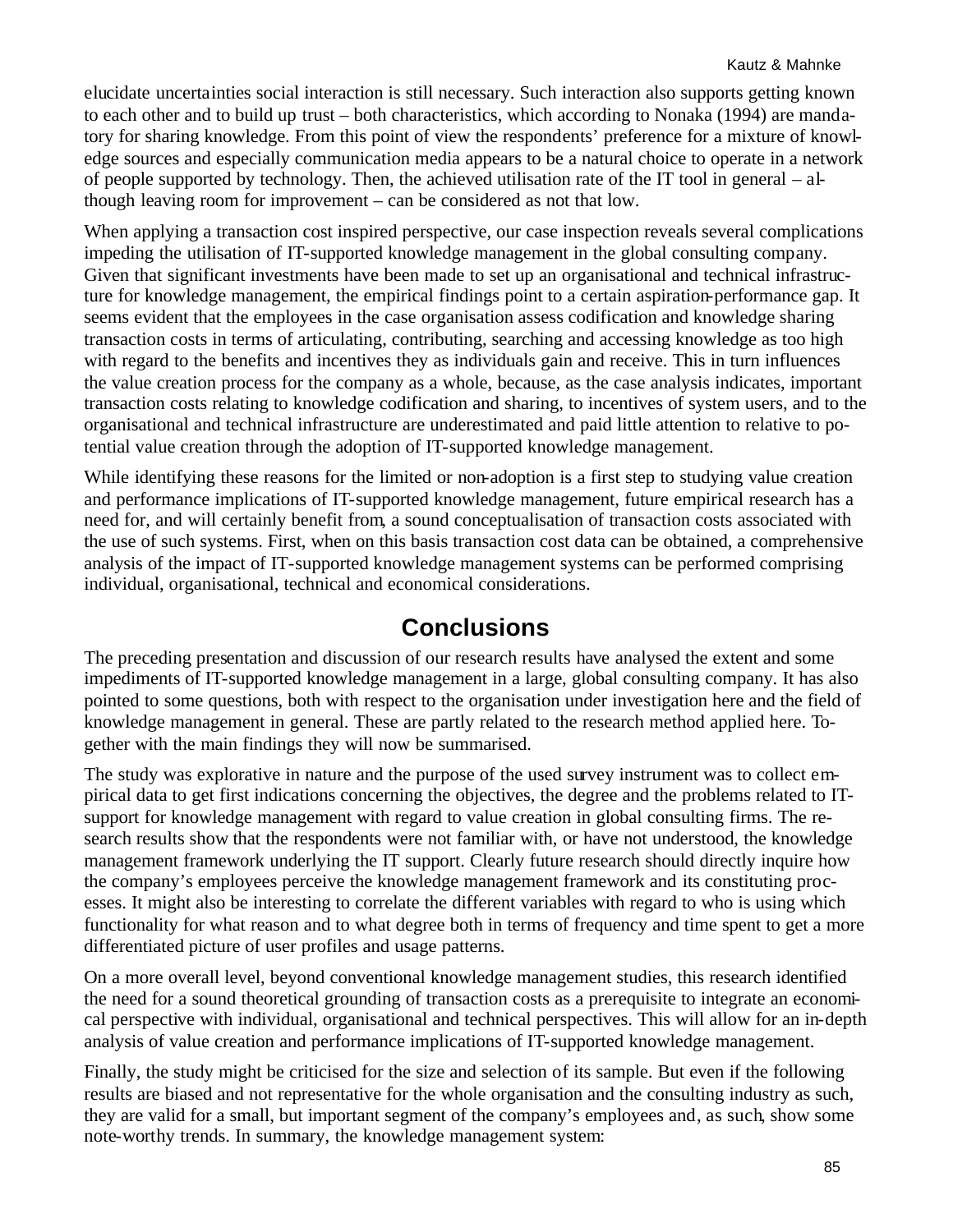elucidate uncertainties social interaction is still necessary. Such interaction also supports getting known to each other and to build up trust – both characteristics, which according to Nonaka (1994) are mandatory for sharing knowledge. From this point of view the respondents' preference for a mixture of knowledge sources and especially communication media appears to be a natural choice to operate in a network of people supported by technology. Then, the achieved utilisation rate of the IT tool in general – although leaving room for improvement – can be considered as not that low.

When applying a transaction cost inspired perspective, our case inspection reveals several complications impeding the utilisation of IT-supported knowledge management in the global consulting company. Given that significant investments have been made to set up an organisational and technical infrastructure for knowledge management, the empirical findings point to a certain aspiration-performance gap. It seems evident that the employees in the case organisation assess codification and knowledge sharing transaction costs in terms of articulating, contributing, searching and accessing knowledge as too high with regard to the benefits and incentives they as individuals gain and receive. This in turn influences the value creation process for the company as a whole, because, as the case analysis indicates, important transaction costs relating to knowledge codification and sharing, to incentives of system users, and to the organisational and technical infrastructure are underestimated and paid little attention to relative to potential value creation through the adoption of IT-supported knowledge management.

While identifying these reasons for the limited or non-adoption is a first step to studying value creation and performance implications of IT-supported knowledge management, future empirical research has a need for, and will certainly benefit from, a sound conceptualisation of transaction costs associated with the use of such systems. First, when on this basis transaction cost data can be obtained, a comprehensive analysis of the impact of IT-supported knowledge management systems can be performed comprising individual, organisational, technical and economical considerations.

## Conclusions

The preceding presentation and discussion of our research results have analysed the extent and some impediments of IT-supported knowledge management in a large, global consulting company. It has also pointed to some questions, both with respect to the organisation under investigation here and the field of knowledge management in general. These are partly related to the research method applied here. Together with the main findings they will now be summarised.

The study was explorative in nature and the purpose of the used survey instrument was to collect empirical data to get first indications concerning the objectives, the degree and the problems related to IT-support for knowledge management with regard to value creation in global consulting firms. The research results show that the respondents were not familiar with, or have not understood, the knowledge management framework underlying the IT support. Clearly future research should directly inquire how the company's employees perceive the knowledge management framework and its constituting processes. It might also be interesting to correlate the different variables with regard to who is using which functionality for what reason and to what degree both in terms of frequency and time spent to get a more differentiated picture of user profiles and usage patterns.

On a more overall level, beyond conventional knowledge management studies, this research identified the need for a sound theoretical grounding of transaction costs as a prerequisite to integrate an economical perspective with individual, organisational and technical perspectives. This will allow for an in-depth analysis of value creation and performance implications of IT-supported knowledge management.

Finally, the study might be criticised for the size and selection of its sample. But even if the following results are biased and not representative for the whole organisation and the consulting industry as such, they are valid for a small, but important segment of the company's employees and, as such, show some note-worthy trends. In summary, the knowledge management system: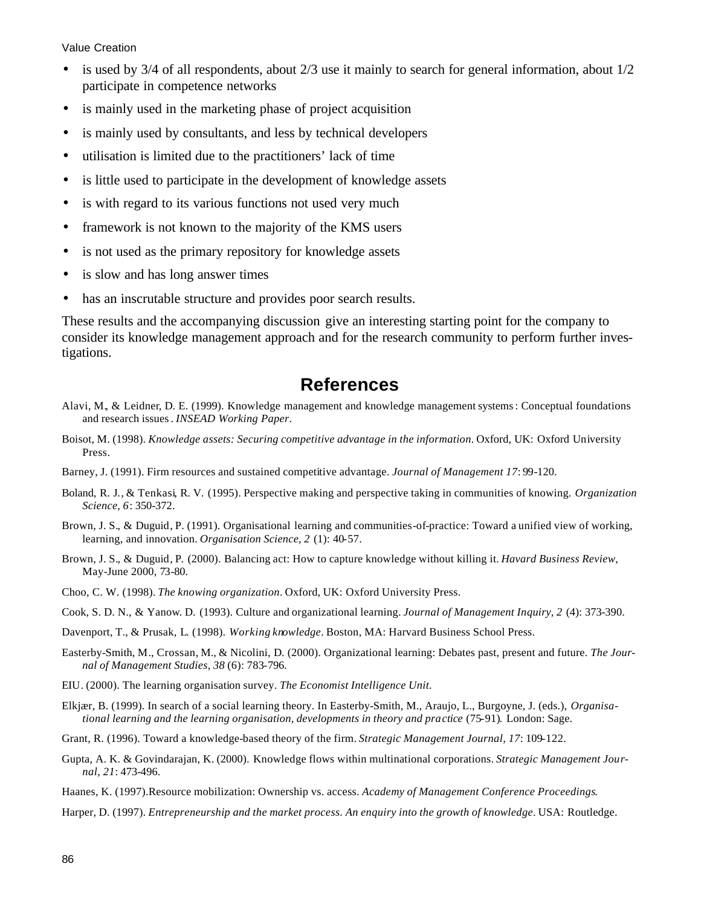- is used by 3/4 of all respondents, about 2/3 use it mainly to search for general information, about 1/2 participate in competence networks
- is mainly used in the marketing phase of project acquisition
- is mainly used by consultants, and less by technical developers
- utilisation is limited due to the practitioners' lack of time
- is little used to participate in the development of knowledge assets
- is with regard to its various functions not used very much
- framework is not known to the majority of the KMS users
- is not used as the primary repository for knowledge assets
- is slow and has long answer times
- has an inscrutable structure and provides poor search results.

These results and the accompanying discussion give an interesting starting point for the company to consider its knowledge management approach and for the research community to perform further investigations.

## References

Alavi, M., & Leidner, D. E. (1999). Knowledge management and knowledge management systems: Conceptual foundations and research issues. *INSEAD Working Paper*.

Boisot, M. (1998). *Knowledge assets: Securing competitive advantage in the information*. Oxford, UK: Oxford University Press.

Barney, J. (1991). Firm resources and sustained competitive advantage. *Journal of Management 17*: 99-120.

Boland, R. J., & Tenkasi, R. V. (1995). Perspective making and perspective taking in communities of knowing. *Organization Science, 6*: 350-372.

Brown, J. S., & Duguid, P. (1991). Organisational learning and communities-of-practice: Toward a unified view of working, learning, and innovation. *Organisation Science, 2* (1): 40-57.

Brown, J. S., & Duguid, P. (2000). Balancing act: How to capture knowledge without killing it. *Havard Business Review*, May-June 2000, 73-80.

Choo, C. W. (1998). *The knowing organization*. Oxford, UK: Oxford University Press.

Cook, S. D. N., & Yanow. D. (1993). Culture and organizational learning. *Journal of Management Inquiry, 2* (4): 373-390.

Davenport, T., & Prusak, L. (1998). *Working knowledge*. Boston, MA: Harvard Business School Press.

Easterby-Smith, M., Crossan, M., & Nicolini, D. (2000). Organizational learning: Debates past, present and future. *The Journal of Management Studies, 38* (6): 783-796.

EIU. (2000). The learning organisation survey. *The Economist Intelligence Unit*.

Elkjær, B. (1999). In search of a social learning theory. In Easterby-Smith, M., Araujo, L., Burgoyne, J. (eds.), *Organisational learning and the learning organisation, developments in theory and practice* (75-91). London: Sage.

Grant, R. (1996). Toward a knowledge-based theory of the firm. *Strategic Management Journal, 17*: 109-122.

Gupta, A. K. & Govindarajan, K. (2000). Knowledge flows within multinational corporations. *Strategic Management Journal, 21*: 473-496.

Haanes, K. (1997).Resource mobilization: Ownership vs. access. *Academy of Management Conference Proceedings*.

Harper, D. (1997). *Entrepreneurship and the market process. An enquiry into the growth of knowledge*. USA: Routledge.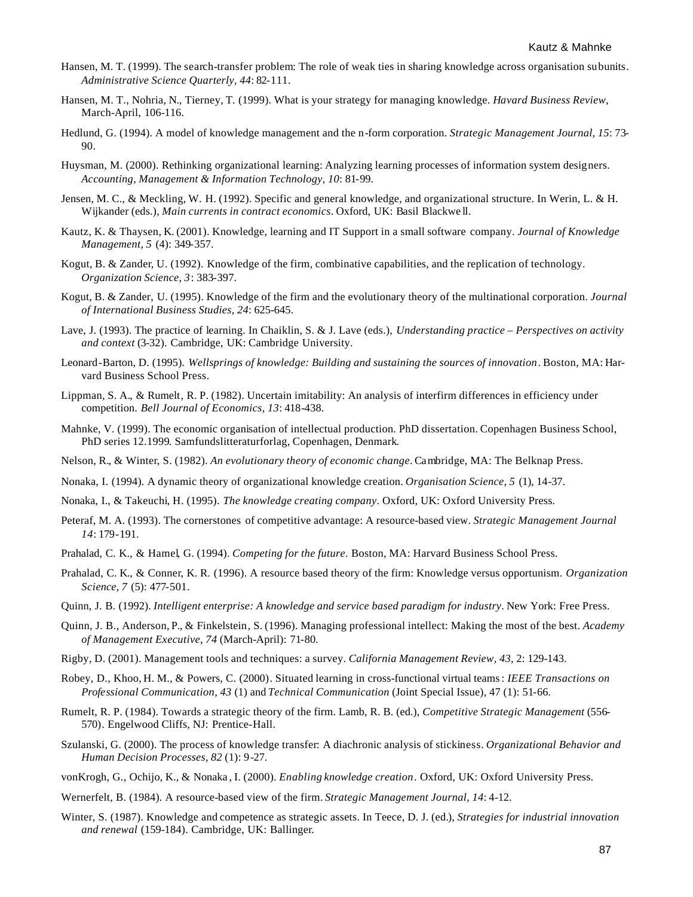Hansen, M. T. (1999). The search-transfer problem: The role of weak ties in sharing knowledge across organisation subunits. *Administrative Science Quarterly, 44*: 82-111.

Hansen, M. T., Nohria, N., Tierney, T. (1999). What is your strategy for managing knowledge. *Havard Business Review*, March-April, 106-116.

Hedlund, G. (1994). A model of knowledge management and the n-form corporation. *Strategic Management Journal, 15*: 73-90.

Huysman, M. (2000). Rethinking organizational learning: Analyzing learning processes of information system designers. *Accounting, Management & Information Technology, 10*: 81-99.

Jensen, M. C., & Meckling, W. H. (1992). Specific and general knowledge, and organizational structure. In Werin, L. & H. Wijkander (eds.), *Main currents in contract economics*. Oxford, UK: Basil Blackwell.

Kautz, K. & Thaysen, K. (2001). Knowledge, learning and IT Support in a small software company. *Journal of Knowledge Management, 5* (4): 349-357.

Kogut, B. & Zander, U. (1992). Knowledge of the firm, combinative capabilities, and the replication of technology. *Organization Science, 3*: 383-397.

Kogut, B. & Zander, U. (1995). Knowledge of the firm and the evolutionary theory of the multinational corporation. *Journal of International Business Studies, 24*: 625-645.

Lave, J. (1993). The practice of learning. In Chaiklin, S. & J. Lave (eds.), *Understanding practice – Perspectives on activity and context* (3-32). Cambridge, UK: Cambridge University.

Leonard-Barton, D. (1995). *Wellsprings of knowledge: Building and sustaining the sources of innovation*. Boston, MA: Harvard Business School Press.

Lippman, S. A., & Rumelt, R. P. (1982). Uncertain imitability: An analysis of interfirm differences in efficiency under competition. *Bell Journal of Economics, 13*: 418-438.

Mahnke, V. (1999). The economic organisation of intellectual production. PhD dissertation. Copenhagen Business School, PhD series 12.1999. Samfundslitteraturforlag, Copenhagen, Denmark.

Nelson, R., & Winter, S. (1982). *An evolutionary theory of economic change*. Cambridge, MA: The Belknap Press.

Nonaka, I. (1994). A dynamic theory of organizational knowledge creation. *Organisation Science, 5* (1), 14-37.

Nonaka, I., & Takeuchi, H. (1995). *The knowledge creating company*. Oxford, UK: Oxford University Press.

Peteraf, M. A. (1993). The cornerstones of competitive advantage: A resource-based view. *Strategic Management Journal 14*: 179-191.

Prahalad, C. K., & Hamel, G. (1994). *Competing for the future*. Boston, MA: Harvard Business School Press.

Prahalad, C. K., & Conner, K. R. (1996). A resource based theory of the firm: Knowledge versus opportunism. *Organization Science, 7* (5): 477-501.

Quinn, J. B. (1992). *Intelligent enterprise: A knowledge and service based paradigm for industry*. New York: Free Press.

Quinn, J. B., Anderson, P., & Finkelstein, S. (1996). Managing professional intellect: Making the most of the best. *Academy of Management Executive, 74* (March-April): 71-80.

Rigby, D. (2001). Management tools and techniques: a survey. *California Management Review, 43*, 2: 129-143.

Robey, D., Khoo, H. M., & Powers, C. (2000). Situated learning in cross-functional virtual teams: *IEEE Transactions on Professional Communication, 43* (1) and *Technical Communication* (Joint Special Issue), 47 (1): 51-66.

Rumelt, R. P. (1984). Towards a strategic theory of the firm. Lamb, R. B. (ed.), *Competitive Strategic Management* (556-570). Engelwood Cliffs, NJ: Prentice-Hall.

Szulanski, G. (2000). The process of knowledge transfer: A diachronic analysis of stickiness. *Organizational Behavior and Human Decision Processes, 82* (1): 9-27.

vonKrogh, G., Ochijo, K., & Nonaka, I. (2000). *Enabling knowledge creation*. Oxford, UK: Oxford University Press.

Wernerfelt, B. (1984). A resource-based view of the firm. *Strategic Management Journal, 14*: 4-12.

Winter, S. (1987). Knowledge and competence as strategic assets. In Teece, D. J. (ed.), *Strategies for industrial innovation and renewal* (159-184). Cambridge, UK: Ballinger.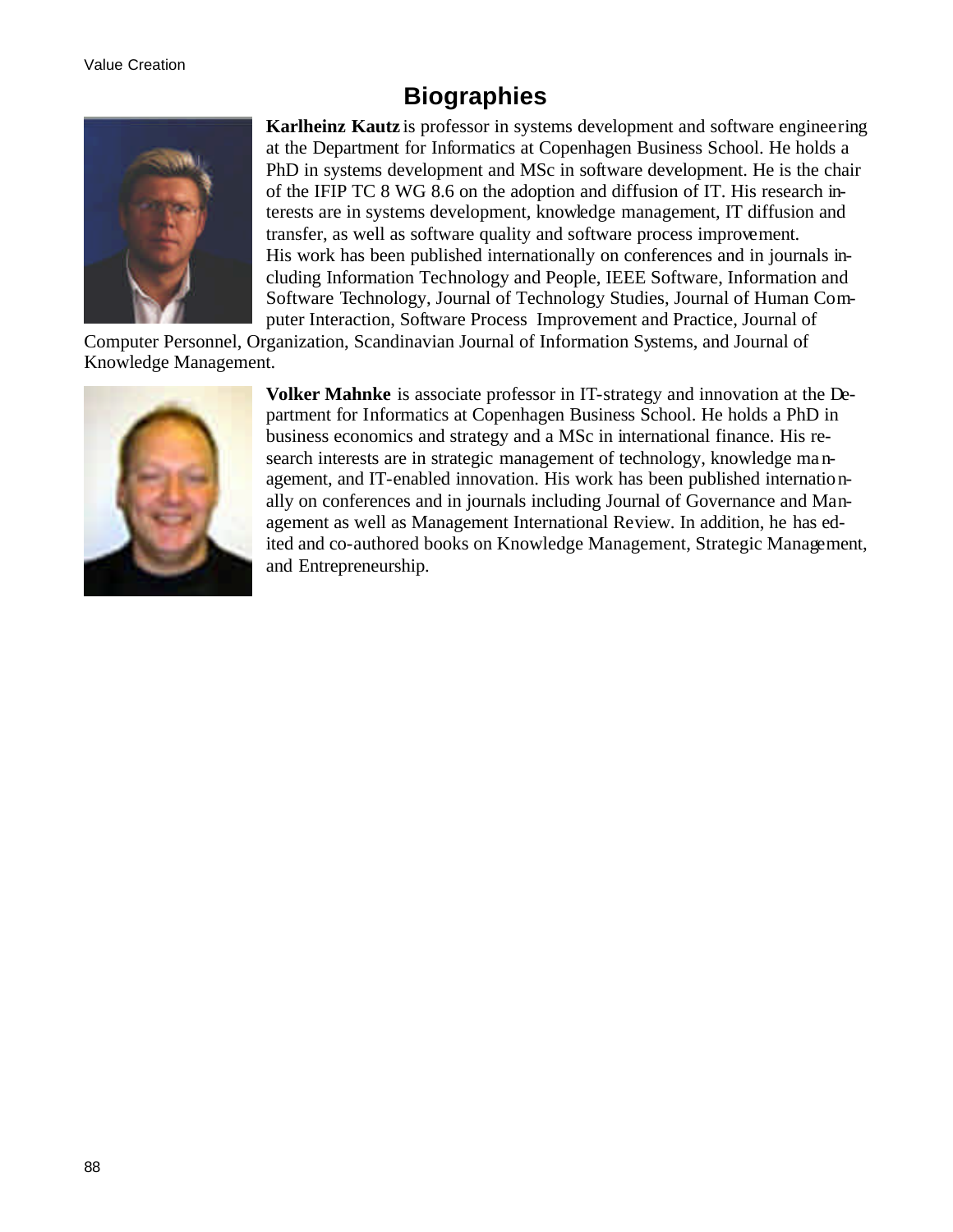## Biographies

**Karlheinz Kautz** is professor in systems development and software engineering at the Department for Informatics at Copenhagen Business School. He holds a PhD in systems development and MSc in software development. He is the chair of the IFIP TC 8 WG 8.6 on the adoption and diffusion of IT. His research interests are in systems development, knowledge management, IT diffusion and transfer, as well as software quality and software process improvement. His work has been published internationally on conferences and in journals including Information Technology and People, IEEE Software, Information and Software Technology, Journal of Technology Studies, Journal of Human Computer Interaction, Software Process Improvement and Practice, Journal of Computer Personnel, Organization, Scandinavian Journal of Information Systems, and Journal of Knowledge Management.

**Volker Mahnke** is associate professor in IT-strategy and innovation at the Department for Informatics at Copenhagen Business School. He holds a PhD in business economics and strategy and a MSc in international finance. His research interests are in strategic management of technology, knowledge management, and IT-enabled innovation. His work has been published internationally on conferences and in journals including Journal of Governance and Management as well as Management International Review. In addition, he has edited and co-authored books on Knowledge Management, Strategic Management, and Entrepreneurship.